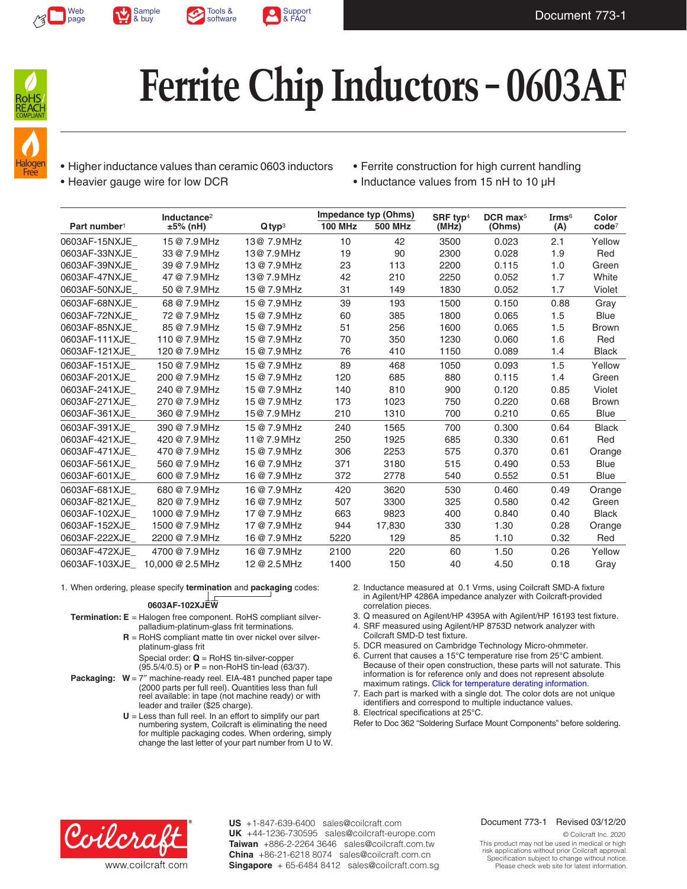# Ferrite Chip Inductors – 0603AF

- Higher inductance values than ceramic 0603 inductors
- Heavier gauge wire for low DCR
- Ferrite construction for high current handling
- Inductance values from 15 nH to 10 µH

| Part number[1] | Inductance[2] ±5% (nH) | Q typ[3] | Impedance typ (Ohms) 100 MHz | 500 MHz | SRF typ[4] (MHz) | DCR max[5] (Ohms) | Irms[6] (A) | Color code[7] |
|---|---|---|---|---|---|---|---|---|
| 0603AF-15NXJE_ | 15 @ 7.9 MHz | 13 @ 7.9 MHz | 10 | 42 | 3500 | 0.023 | 2.1 | Yellow |
| 0603AF-33NXJE_ | 33 @ 7.9 MHz | 13 @ 7.9 MHz | 19 | 90 | 2300 | 0.028 | 1.9 | Red |
| 0603AF-39NXJE_ | 39 @ 7.9 MHz | 13 @ 7.9 MHz | 23 | 113 | 2200 | 0.115 | 1.0 | Green |
| 0603AF-47NXJE_ | 47 @ 7.9 MHz | 13 @ 7.9 MHz | 42 | 210 | 2250 | 0.052 | 1.7 | White |
| 0603AF-50NXJE_ | 50 @ 7.9 MHz | 15 @ 7.9 MHz | 31 | 149 | 1830 | 0.052 | 1.7 | Violet |
| 0603AF-68NXJE_ | 68 @ 7.9 MHz | 15 @ 7.9 MHz | 39 | 193 | 1500 | 0.150 | 0.88 | Gray |
| 0603AF-72NXJE_ | 72 @ 7.9 MHz | 15 @ 7.9 MHz | 60 | 385 | 1800 | 0.065 | 1.5 | Blue |
| 0603AF-85NXJE_ | 85 @ 7.9 MHz | 15 @ 7.9 MHz | 51 | 256 | 1600 | 0.065 | 1.5 | Brown |
| 0603AF-111XJE_ | 110 @ 7.9 MHz | 15 @ 7.9 MHz | 70 | 350 | 1230 | 0.060 | 1.6 | Red |
| 0603AF-121XJE_ | 120 @ 7.9 MHz | 15 @ 7.9 MHz | 76 | 410 | 1150 | 0.089 | 1.4 | Black |
| 0603AF-151XJE_ | 150 @ 7.9 MHz | 15 @ 7.9 MHz | 89 | 468 | 1050 | 0.093 | 1.5 | Yellow |
| 0603AF-201XJE_ | 200 @ 7.9 MHz | 15 @ 7.9 MHz | 120 | 685 | 880 | 0.115 | 1.4 | Green |
| 0603AF-241XJE_ | 240 @ 7.9 MHz | 15 @ 7.9 MHz | 140 | 810 | 900 | 0.120 | 0.85 | Violet |
| 0603AF-271XJE_ | 270 @ 7.9 MHz | 15 @ 7.9 MHz | 173 | 1023 | 750 | 0.220 | 0.68 | Brown |
| 0603AF-361XJE_ | 360 @ 7.9 MHz | 15 @ 7.9 MHz | 210 | 1310 | 700 | 0.210 | 0.65 | Blue |
| 0603AF-391XJE_ | 390 @ 7.9 MHz | 15 @ 7.9 MHz | 240 | 1565 | 700 | 0.300 | 0.64 | Black |
| 0603AF-421XJE_ | 420 @ 7.9 MHz | 11 @ 7.9 MHz | 250 | 1925 | 685 | 0.330 | 0.61 | Red |
| 0603AF-471XJE_ | 470 @ 7.9 MHz | 15 @ 7.9 MHz | 306 | 2253 | 575 | 0.370 | 0.61 | Orange |
| 0603AF-561XJE_ | 560 @ 7.9 MHz | 16 @ 7.9 MHz | 371 | 3180 | 515 | 0.490 | 0.53 | Blue |
| 0603AF-601XJE_ | 600 @ 7.9 MHz | 16 @ 7.9 MHz | 372 | 2778 | 540 | 0.552 | 0.51 | Blue |
| 0603AF-681XJE_ | 680 @ 7.9 MHz | 16 @ 7.9 MHz | 420 | 3620 | 530 | 0.460 | 0.49 | Orange |
| 0603AF-821XJE_ | 820 @ 7.9 MHz | 16 @ 7.9 MHz | 507 | 3300 | 325 | 0.580 | 0.42 | Green |
| 0603AF-102XJE_ | 1000 @ 7.9 MHz | 17 @ 7.9 MHz | 663 | 9823 | 400 | 0.840 | 0.40 | Black |
| 0603AF-152XJE_ | 1500 @ 7.9 MHz | 17 @ 7.9 MHz | 944 | 17,830 | 330 | 1.30 | 0.28 | Orange |
| 0603AF-222XJE_ | 2200 @ 7.9 MHz | 16 @ 7.9 MHz | 5220 | 129 | 85 | 1.10 | 0.32 | Red |
| 0603AF-472XJE_ | 4700 @ 7.9 MHz | 16 @ 7.9 MHz | 2100 | 220 | 60 | 1.50 | 0.26 | Yellow |
| 0603AF-103XJE_ | 10,000 @ 2.5 MHz | 12 @ 2.5 MHz | 1400 | 150 | 40 | 4.50 | 0.18 | Gray |

1. When ordering, please specify **termination** and **packaging** codes:

   **0603AF-102XJEW**

   **Termination: E** = Halogen free component. RoHS compliant silver-palladium-platinum-glass frit terminations.

   **R** = RoHS compliant matte tin over nickel over silver-platinum-glass frit

   Special order: **Q** = RoHS tin-silver-copper (95.5/4/0.5) or **P** = non-RoHS tin-lead (63/37).

   **Packaging: W** = 7″ machine-ready reel. EIA-481 punched paper tape (2000 parts per full reel). Quantities less than full reel available: in tape (not machine ready) or with leader and trailer ($25 charge).

   **U** = Less than full reel. In an effort to simplify our part numbering system, Coilcraft is eliminating the need for multiple packaging codes. When ordering, simply change the last letter of your part number from U to W.

2. Inductance measured at 0.1 Vrms, using Coilcraft SMD-A fixture in Agilent/HP 4286A impedance analyzer with Coilcraft-provided correlation pieces.
3. Q measured on Agilent/HP 4395A with Agilent/HP 16193 test fixture.
4. SRF measured using Agilent/HP 8753D network analyzer with Coilcraft SMD-D test fixture.
5. DCR measured on Cambridge Technology Micro-ohmmeter.
6. Current that causes a 15°C temperature rise from 25°C ambient. Because of their open construction, these parts will not saturate. This information is for reference only and does not represent absolute maximum ratings. Click for temperature derating information.
7. Each part is marked with a single dot. The color dots are not unique identifiers and correspond to multiple inductance values.
8. Electrical specifications at 25°C.

Refer to Doc 362 "Soldering Surface Mount Components" before soldering.

www.coilcraft.com

**US** +1-847-639-6400 sales@coilcraft.com
**UK** +44-1236-730595 sales@coilcraft-europe.com
**Taiwan** +886-2-2264 3646 sales@coilcraft.com.tw
**China** +86-21-6218 8074 sales@coilcraft.com.cn
**Singapore** + 65-6484 8412 sales@coilcraft.com.sg

Document 773-1 Revised 03/12/20

© Coilcraft Inc. 2020
This product may not be used in medical or high risk applications without prior Coilcraft approval. Specification subject to change without notice. Please check web site for latest information.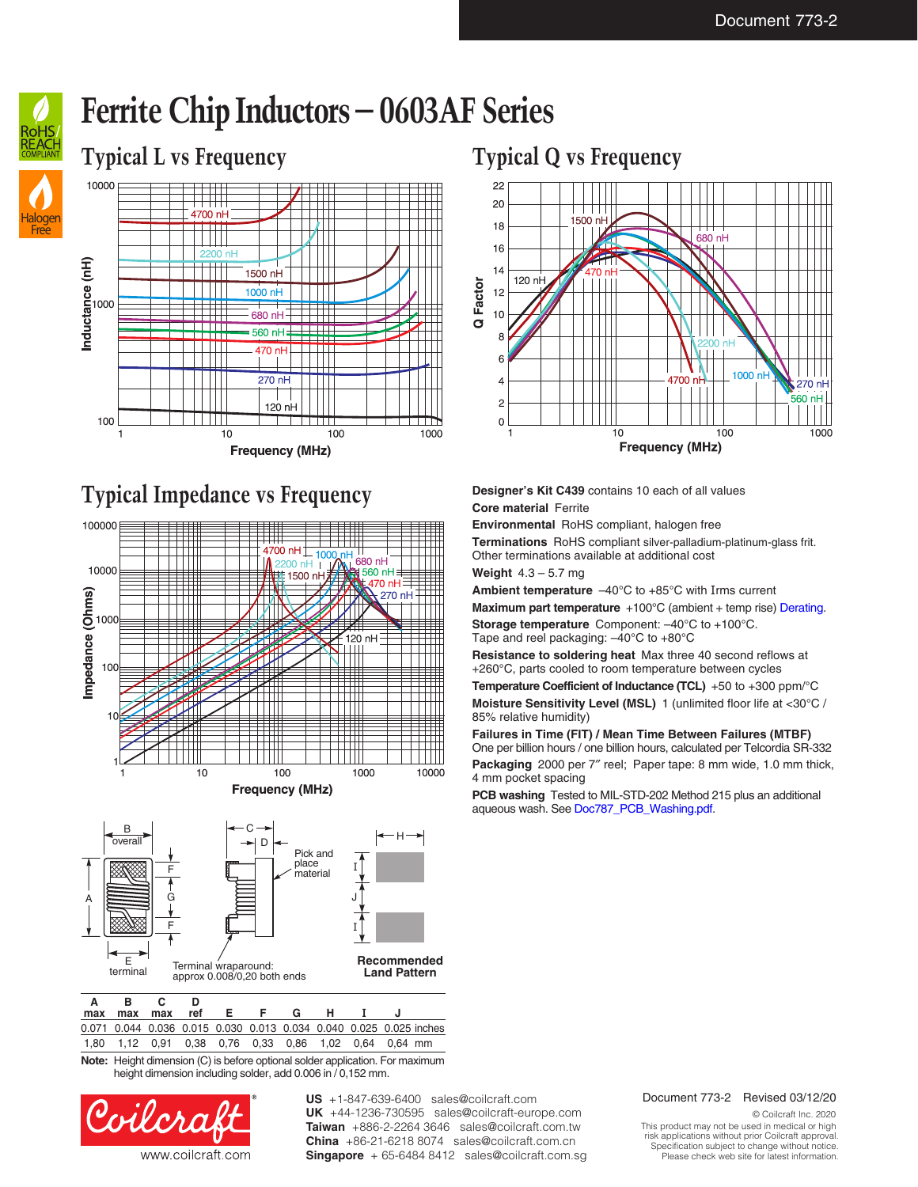# Ferrite Chip Inductors – 0603AF Series

## Typical L vs Frequency

Inductance (nH)

10000
1000
100

4700 nH
2200 nH
1500 nH
1000 nH
680 nH
560 nH
470 nH
270 nH
120 nH

1
10
100
1000

Frequency (MHz)

## Typical Q vs Frequency

Q Factor

22
20
18
16
14
12
10
8
6
4
2
0

1500 nH
680 nH
120 nH
470 nH
2200 nH
4700 nH
1000 nH
270 nH
560 nH

1
10
100
1000

Frequency (MHz)

## Typical Impedance vs Frequency

Impedance (Ohms)

100000
10000
1000
100
10
1

4700 nH
1000 nH
2200 nH
680 nH
1500 nH
560 nH
470 nH
270 nH
120 nH

1
10
100
1000
10000

Frequency (MHz)

B overall

A

F
G
F

E terminal

C
D

Pick and place material

Terminal wraparound: approx 0.008/0,20 both ends

H
I
J
I

**Recommended Land Pattern**

| A max | B max | C max | D ref | E | F | G | H | I | J | |
|---|---|---|---|---|---|---|---|---|---|---|
| 0.071 | 0.044 | 0.036 | 0.015 | 0.030 | 0.013 | 0.034 | 0.040 | 0.025 | 0.025 | inches |
| 1,80 | 1,12 | 0,91 | 0,38 | 0,76 | 0,33 | 0,86 | 1,02 | 0,64 | 0,64 | mm |

**Note:** Height dimension (C) is before optional solder application. For maximum height dimension including solder, add 0.006 in / 0,152 mm.

**Designer's Kit C439** contains 10 each of all values

**Core material** Ferrite

**Environmental** RoHS compliant, halogen free

**Terminations** RoHS compliant silver-palladium-platinum-glass frit. Other terminations available at additional cost

**Weight** 4.3 – 5.7 mg

**Ambient temperature** –40°C to +85°C with Irms current

**Maximum part temperature** +100°C (ambient + temp rise) Derating.

**Storage temperature** Component: –40°C to +100°C. Tape and reel packaging: –40°C to +80°C

**Resistance to soldering heat** Max three 40 second reflows at +260°C, parts cooled to room temperature between cycles

**Temperature Coefficient of Inductance (TCL)** +50 to +300 ppm/°C

**Moisture Sensitivity Level (MSL)** 1 (unlimited floor life at <30°C / 85% relative humidity)

**Failures in Time (FIT) / Mean Time Between Failures (MTBF)** One per billion hours / one billion hours, calculated per Telcordia SR-332

**Packaging** 2000 per 7″ reel; Paper tape: 8 mm wide, 1.0 mm thick, 4 mm pocket spacing

**PCB washing** Tested to MIL-STD-202 Method 215 plus an additional aqueous wash. See Doc787_PCB_Washing.pdf.

Coilcraft®
www.coilcraft.com

**US** +1-847-639-6400 sales@coilcraft.com
**UK** +44-1236-730595 sales@coilcraft-europe.com
**Taiwan** +886-2-2264 3646 sales@coilcraft.com.tw
**China** +86-21-6218 8074 sales@coilcraft.com.cn
**Singapore** + 65-6484 8412 sales@coilcraft.com.sg

Document 773-2 Revised 03/12/20

© Coilcraft Inc. 2020
This product may not be used in medical or high risk applications without prior Coilcraft approval. Specification subject to change without notice. Please check web site for latest information.